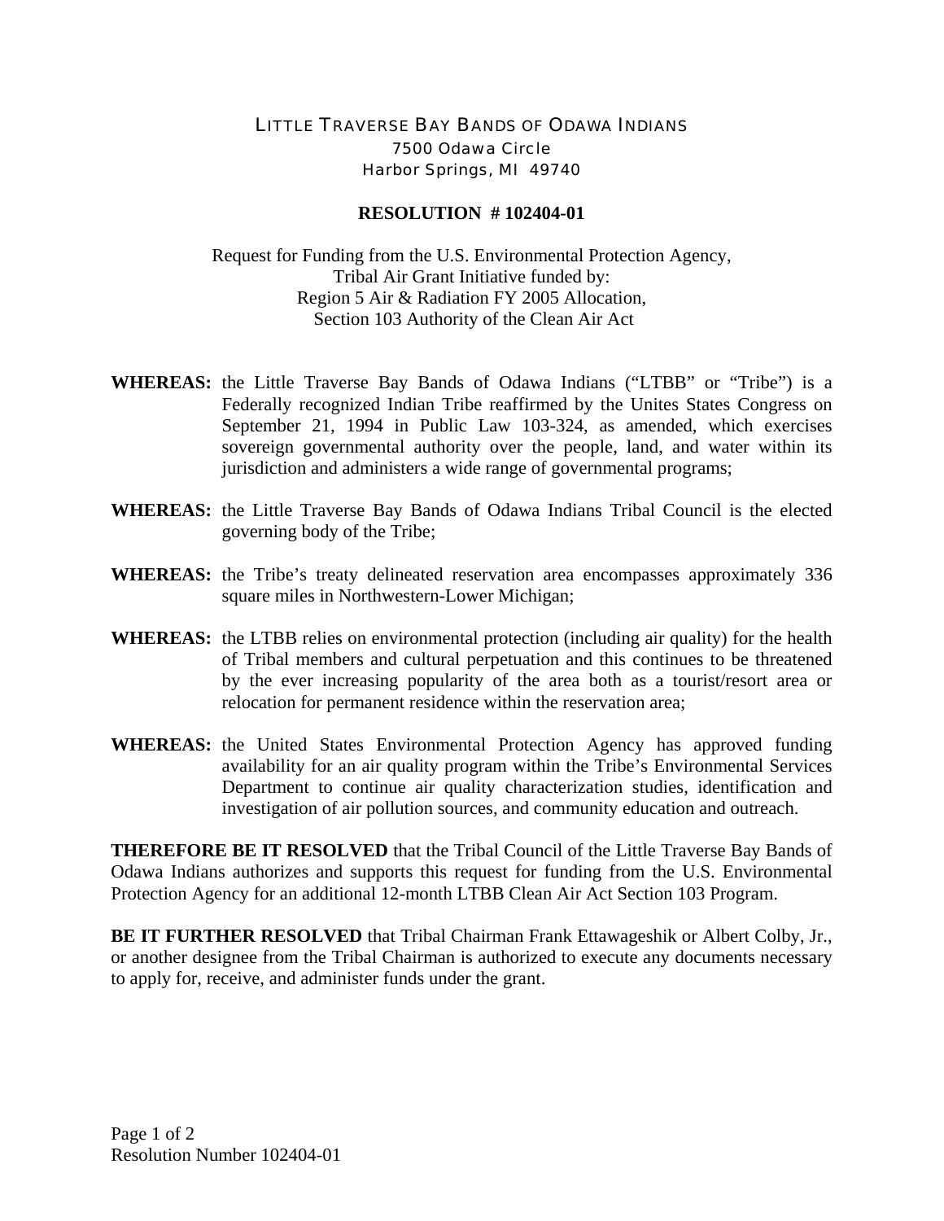LITTLE TRAVERSE BAY BANDS OF ODAWA INDIANS
7500 Odawa Circle
Harbor Springs, MI 49740

**RESOLUTION # 102404-01**

Request for Funding from the U.S. Environmental Protection Agency,
Tribal Air Grant Initiative funded by:
Region 5 Air & Radiation FY 2005 Allocation,
Section 103 Authority of the Clean Air Act

**WHEREAS:** the Little Traverse Bay Bands of Odawa Indians ("LTBB" or "Tribe") is a Federally recognized Indian Tribe reaffirmed by the Unites States Congress on September 21, 1994 in Public Law 103-324, as amended, which exercises sovereign governmental authority over the people, land, and water within its jurisdiction and administers a wide range of governmental programs;

**WHEREAS:** the Little Traverse Bay Bands of Odawa Indians Tribal Council is the elected governing body of the Tribe;

**WHEREAS:** the Tribe's treaty delineated reservation area encompasses approximately 336 square miles in Northwestern-Lower Michigan;

**WHEREAS:** the LTBB relies on environmental protection (including air quality) for the health of Tribal members and cultural perpetuation and this continues to be threatened by the ever increasing popularity of the area both as a tourist/resort area or relocation for permanent residence within the reservation area;

**WHEREAS:** the United States Environmental Protection Agency has approved funding availability for an air quality program within the Tribe's Environmental Services Department to continue air quality characterization studies, identification and investigation of air pollution sources, and community education and outreach.

**THEREFORE BE IT RESOLVED** that the Tribal Council of the Little Traverse Bay Bands of Odawa Indians authorizes and supports this request for funding from the U.S. Environmental Protection Agency for an additional 12-month LTBB Clean Air Act Section 103 Program.

**BE IT FURTHER RESOLVED** that Tribal Chairman Frank Ettawageshik or Albert Colby, Jr., or another designee from the Tribal Chairman is authorized to execute any documents necessary to apply for, receive, and administer funds under the grant.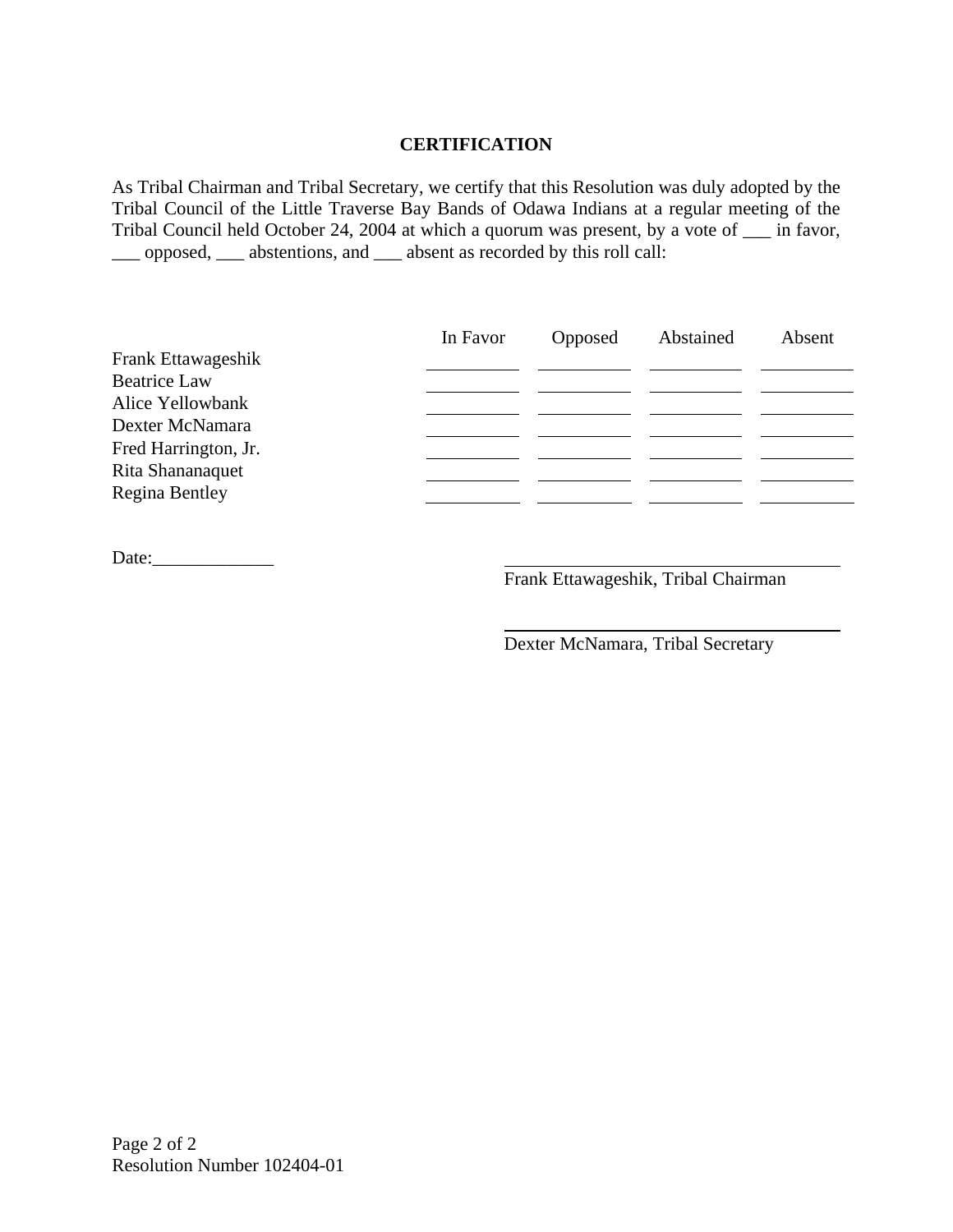**CERTIFICATION**

As Tribal Chairman and Tribal Secretary, we certify that this Resolution was duly adopted by the Tribal Council of the Little Traverse Bay Bands of Odawa Indians at a regular meeting of the Tribal Council held October 24, 2004 at which a quorum was present, by a vote of ___ in favor, ___ opposed, ___ abstentions, and ___ absent as recorded by this roll call:

| | In Favor | Opposed | Abstained | Absent |
|---|---|---|---|---|
| Frank Ettawageshik | ___ | ___ | ___ | ___ |
| Beatrice Law | ___ | ___ | ___ | ___ |
| Alice Yellowbank | ___ | ___ | ___ | ___ |
| Dexter McNamara | ___ | ___ | ___ | ___ |
| Fred Harrington, Jr. | ___ | ___ | ___ | ___ |
| Rita Shananaquet | ___ | ___ | ___ | ___ |
| Regina Bentley | ___ | ___ | ___ | ___ |

Date:_____________

_________________________________
Frank Ettawageshik, Tribal Chairman

_________________________________
Dexter McNamara, Tribal Secretary

Resolution Number 102404-01